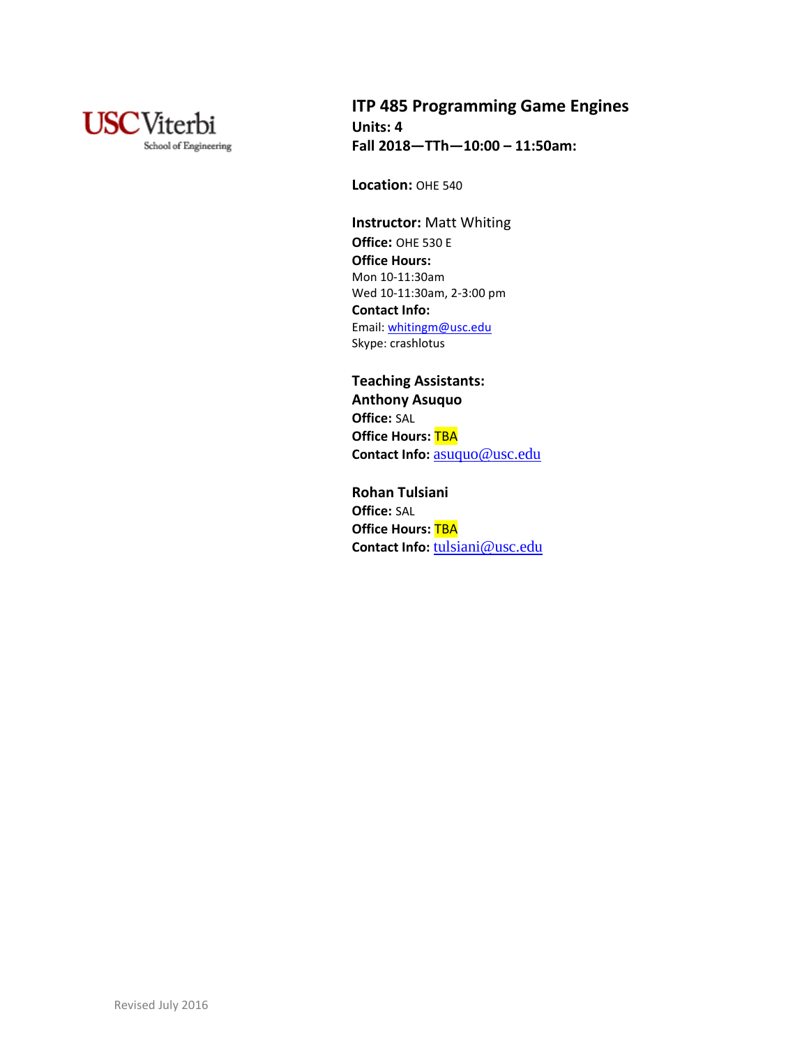USC Viterbi School of Engineering

# ITP 485 Programming Game Engines

**Units: 4**
**Fall 2018—TTh—10:00 – 11:50am:**

**Location:** OHE 540

**Instructor:** Matt Whiting
**Office:** OHE 530 E
**Office Hours:**
Mon 10-11:30am
Wed 10-11:30am, 2-3:00 pm
**Contact Info:**
Email: whitingm@usc.edu
Skype: crashlotus

**Teaching Assistants:**

**Anthony Asuquo**
**Office:** SAL
**Office Hours:** TBA
**Contact Info:** asuquo@usc.edu

**Rohan Tulsiani**
**Office:** SAL
**Office Hours:** TBA
**Contact Info:** tulsiani@usc.edu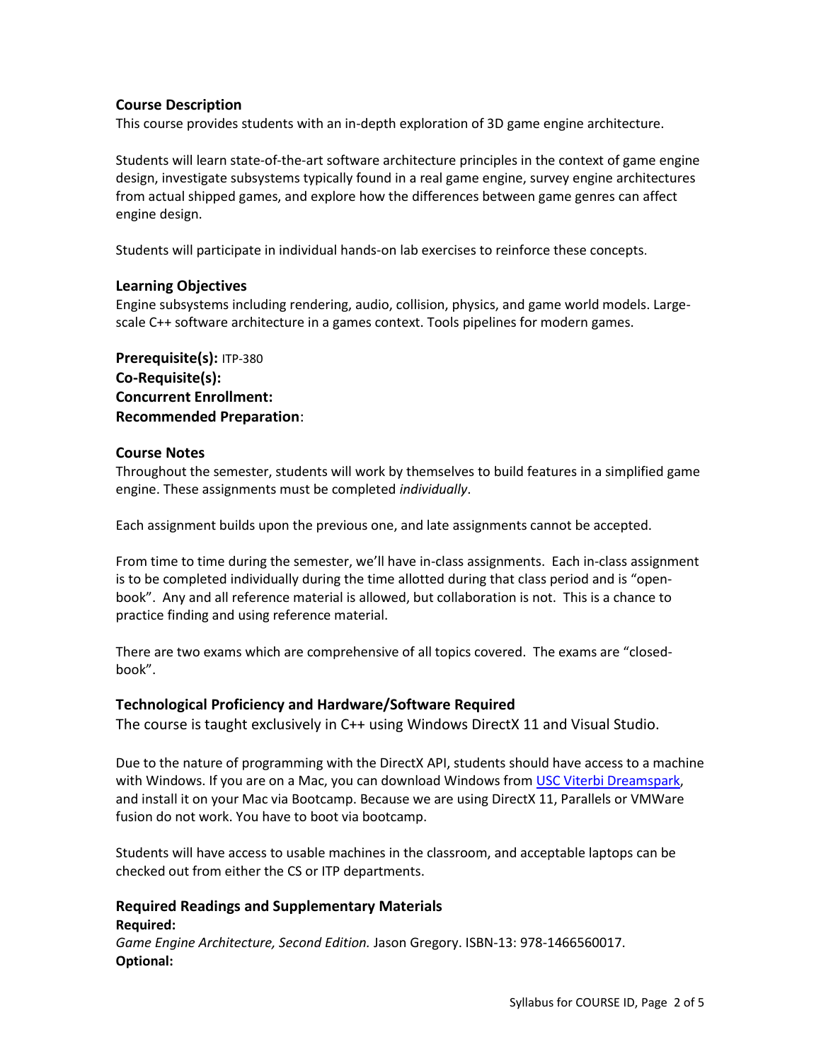### Course Description

This course provides students with an in-depth exploration of 3D game engine architecture.

Students will learn state-of-the-art software architecture principles in the context of game engine design, investigate subsystems typically found in a real game engine, survey engine architectures from actual shipped games, and explore how the differences between game genres can affect engine design.

Students will participate in individual hands-on lab exercises to reinforce these concepts.

### Learning Objectives

Engine subsystems including rendering, audio, collision, physics, and game world models. Large-scale C++ software architecture in a games context. Tools pipelines for modern games.

**Prerequisite(s):** ITP-380
**Co-Requisite(s):**
**Concurrent Enrollment:**
**Recommended Preparation**:

### Course Notes

Throughout the semester, students will work by themselves to build features in a simplified game engine. These assignments must be completed *individually*.

Each assignment builds upon the previous one, and late assignments cannot be accepted.

From time to time during the semester, we'll have in-class assignments. Each in-class assignment is to be completed individually during the time allotted during that class period and is "open-book". Any and all reference material is allowed, but collaboration is not. This is a chance to practice finding and using reference material.

There are two exams which are comprehensive of all topics covered. The exams are "closed-book".

### Technological Proficiency and Hardware/Software Required

The course is taught exclusively in C++ using Windows DirectX 11 and Visual Studio.

Due to the nature of programming with the DirectX API, students should have access to a machine with Windows. If you are on a Mac, you can download Windows from USC Viterbi Dreamspark, and install it on your Mac via Bootcamp. Because we are using DirectX 11, Parallels or VMWare fusion do not work. You have to boot via bootcamp.

Students will have access to usable machines in the classroom, and acceptable laptops can be checked out from either the CS or ITP departments.

### Required Readings and Supplementary Materials

**Required:**
*Game Engine Architecture, Second Edition.* Jason Gregory. ISBN-13: 978-1466560017.
**Optional:**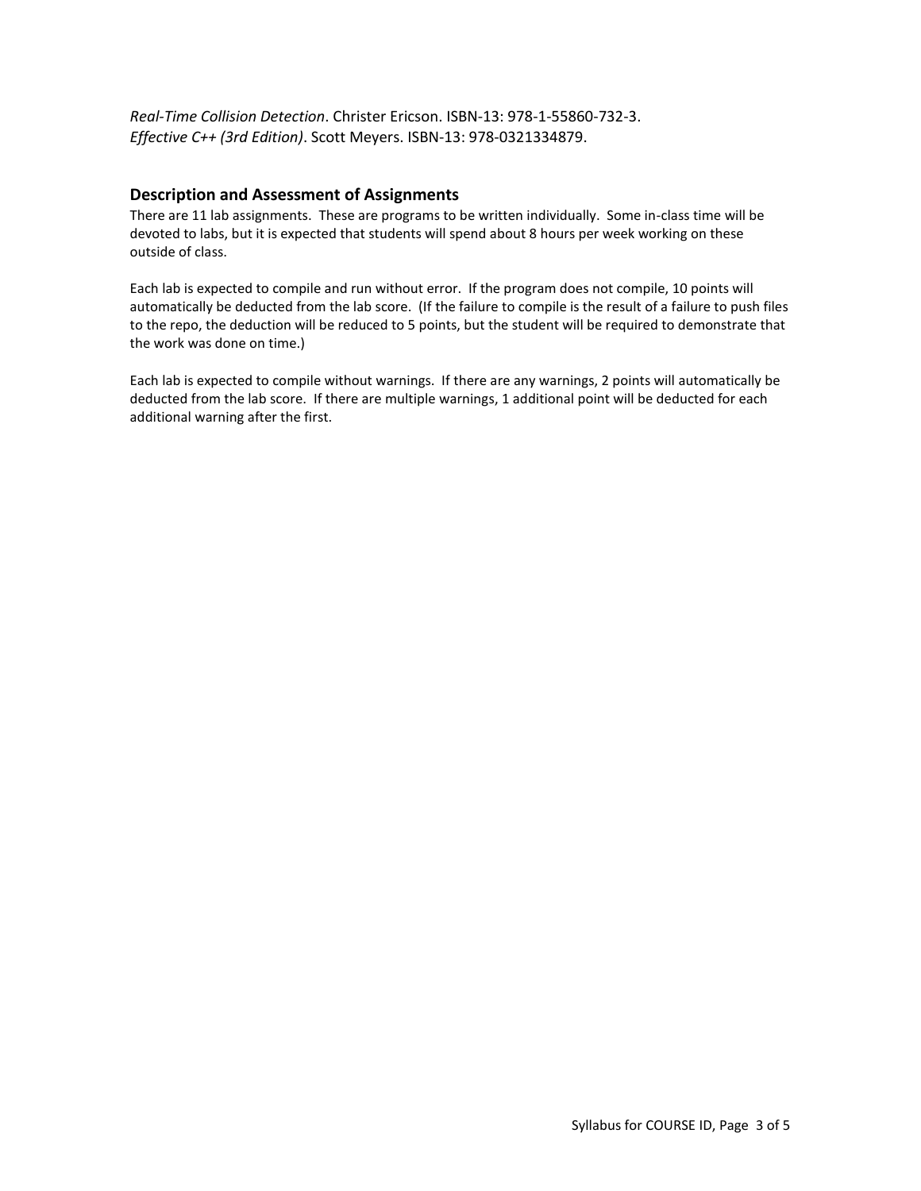*Real-Time Collision Detection*. Christer Ericson. ISBN-13: 978-1-55860-732-3.
*Effective C++ (3rd Edition)*. Scott Meyers. ISBN-13: 978-0321334879.

### Description and Assessment of Assignments

There are 11 lab assignments. These are programs to be written individually. Some in-class time will be devoted to labs, but it is expected that students will spend about 8 hours per week working on these outside of class.

Each lab is expected to compile and run without error. If the program does not compile, 10 points will automatically be deducted from the lab score. (If the failure to compile is the result of a failure to push files to the repo, the deduction will be reduced to 5 points, but the student will be required to demonstrate that the work was done on time.)

Each lab is expected to compile without warnings. If there are any warnings, 2 points will automatically be deducted from the lab score. If there are multiple warnings, 1 additional point will be deducted for each additional warning after the first.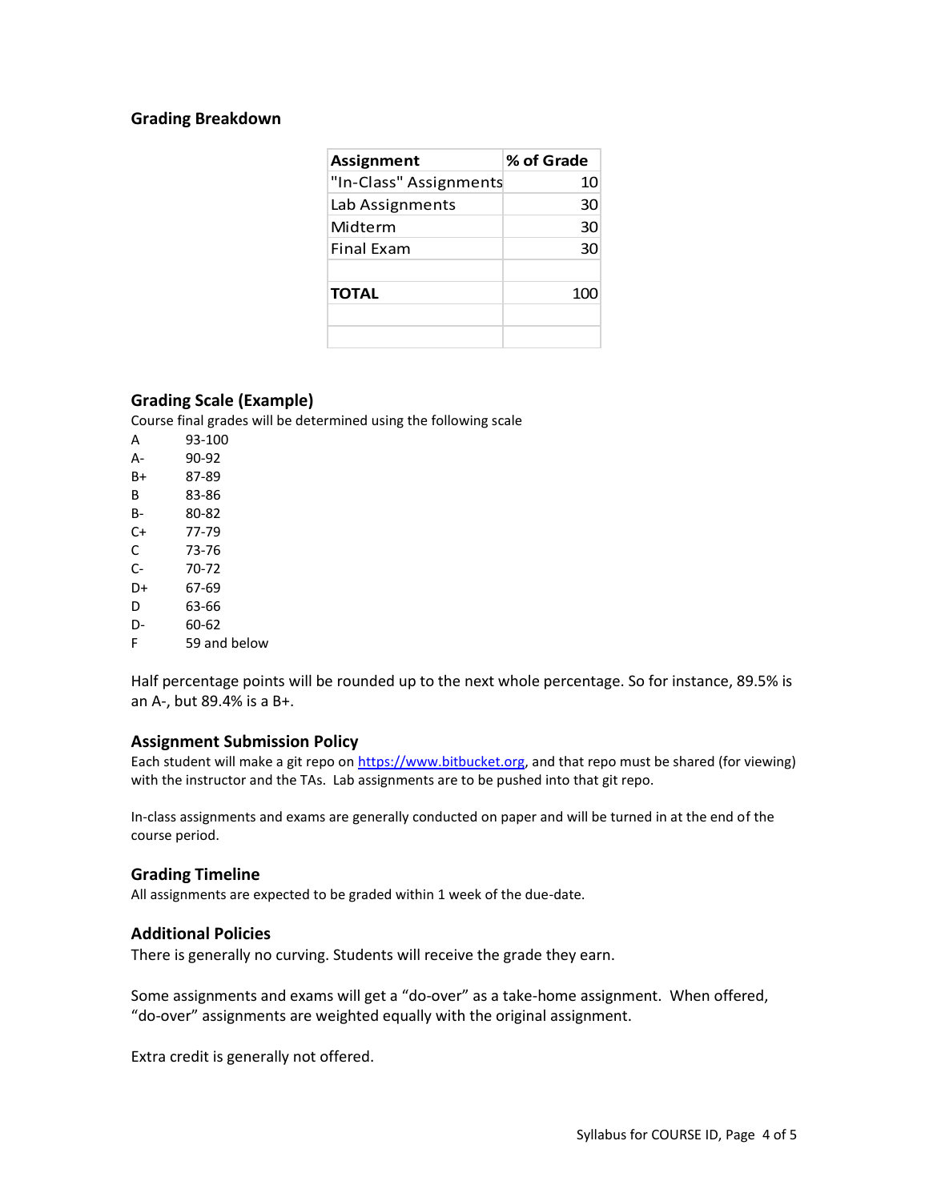## Grading Breakdown

| Assignment | % of Grade |
|---|---|
| "In-Class" Assignments | 10 |
| Lab Assignments | 30 |
| Midterm | 30 |
| Final Exam | 30 |
| | |
| **TOTAL** | 100 |
| | |
| | |

## Grading Scale (Example)

Course final grades will be determined using the following scale

| | |
|---|---|
| A | 93-100 |
| A- | 90-92 |
| B+ | 87-89 |
| B | 83-86 |
| B- | 80-82 |
| C+ | 77-79 |
| C | 73-76 |
| C- | 70-72 |
| D+ | 67-69 |
| D | 63-66 |
| D- | 60-62 |
| F | 59 and below |

Half percentage points will be rounded up to the next whole percentage. So for instance, 89.5% is an A-, but 89.4% is a B+.

## Assignment Submission Policy

Each student will make a git repo on https://www.bitbucket.org, and that repo must be shared (for viewing) with the instructor and the TAs. Lab assignments are to be pushed into that git repo.

In-class assignments and exams are generally conducted on paper and will be turned in at the end of the course period.

## Grading Timeline

All assignments are expected to be graded within 1 week of the due-date.

## Additional Policies

There is generally no curving. Students will receive the grade they earn.

Some assignments and exams will get a "do-over" as a take-home assignment. When offered, "do-over" assignments are weighted equally with the original assignment.

Extra credit is generally not offered.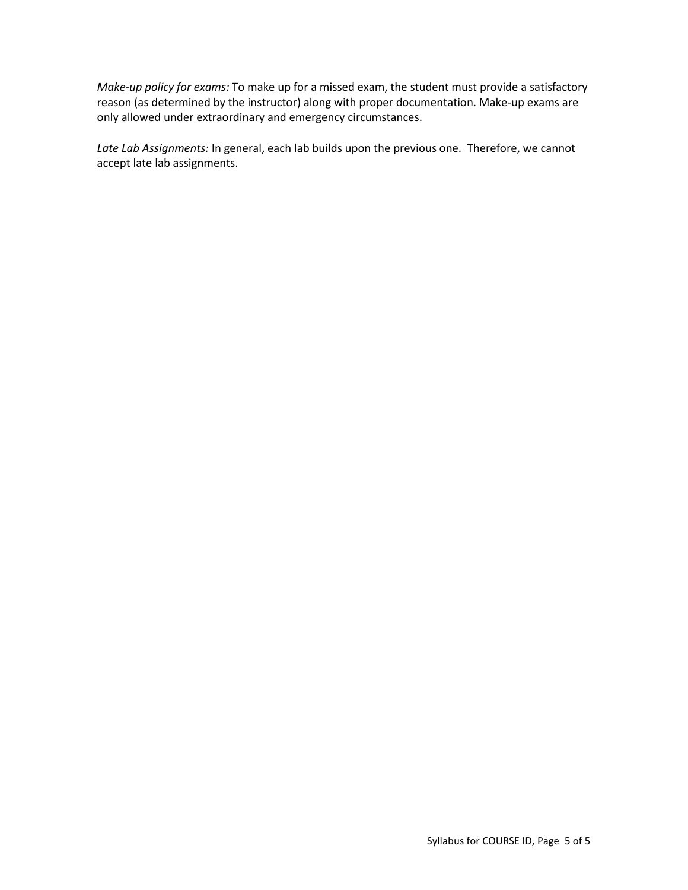*Make-up policy for exams:* To make up for a missed exam, the student must provide a satisfactory reason (as determined by the instructor) along with proper documentation. Make-up exams are only allowed under extraordinary and emergency circumstances.

*Late Lab Assignments:* In general, each lab builds upon the previous one. Therefore, we cannot accept late lab assignments.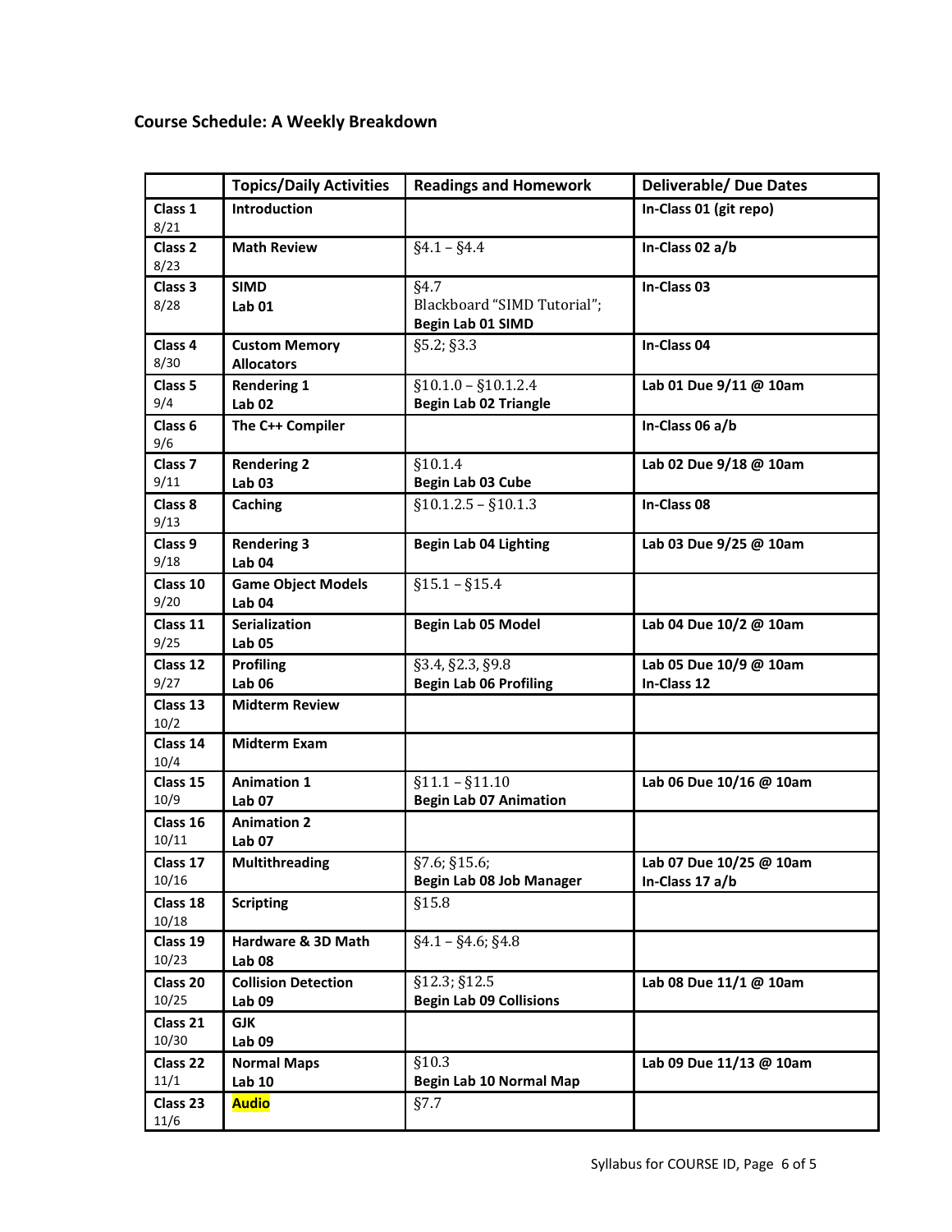## Course Schedule: A Weekly Breakdown

| | **Topics/Daily Activities** | **Readings and Homework** | **Deliverable/ Due Dates** |
|---|---|---|---|
| **Class 1** 8/21 | **Introduction** | | **In-Class 01 (git repo)** |
| **Class 2** 8/23 | **Math Review** | §4.1 – §4.4 | **In-Class 02 a/b** |
| **Class 3** 8/28 | **SIMD** **Lab 01** | §4.7 Blackboard "SIMD Tutorial"; **Begin Lab 01 SIMD** | **In-Class 03** |
| **Class 4** 8/30 | **Custom Memory Allocators** | §5.2; §3.3 | **In-Class 04** |
| **Class 5** 9/4 | **Rendering 1** **Lab 02** | §10.1.0 – §10.1.2.4 **Begin Lab 02 Triangle** | **Lab 01 Due 9/11 @ 10am** |
| **Class 6** 9/6 | **The C++ Compiler** | | **In-Class 06 a/b** |
| **Class 7** 9/11 | **Rendering 2** **Lab 03** | §10.1.4 **Begin Lab 03 Cube** | **Lab 02 Due 9/18 @ 10am** |
| **Class 8** 9/13 | **Caching** | §10.1.2.5 – §10.1.3 | **In-Class 08** |
| **Class 9** 9/18 | **Rendering 3** **Lab 04** | **Begin Lab 04 Lighting** | **Lab 03 Due 9/25 @ 10am** |
| **Class 10** 9/20 | **Game Object Models** **Lab 04** | §15.1 – §15.4 | |
| **Class 11** 9/25 | **Serialization** **Lab 05** | **Begin Lab 05 Model** | **Lab 04 Due 10/2 @ 10am** |
| **Class 12** 9/27 | **Profiling** **Lab 06** | §3.4, §2.3, §9.8 **Begin Lab 06 Profiling** | **Lab 05 Due 10/9 @ 10am** **In-Class 12** |
| **Class 13** 10/2 | **Midterm Review** | | |
| **Class 14** 10/4 | **Midterm Exam** | | |
| **Class 15** 10/9 | **Animation 1** **Lab 07** | §11.1 – §11.10 **Begin Lab 07 Animation** | **Lab 06 Due 10/16 @ 10am** |
| **Class 16** 10/11 | **Animation 2** **Lab 07** | | |
| **Class 17** 10/16 | **Multithreading** | §7.6; §15.6; **Begin Lab 08 Job Manager** | **Lab 07 Due 10/25 @ 10am** **In-Class 17 a/b** |
| **Class 18** 10/18 | **Scripting** | §15.8 | |
| **Class 19** 10/23 | **Hardware & 3D Math** **Lab 08** | §4.1 – §4.6; §4.8 | |
| **Class 20** 10/25 | **Collision Detection** **Lab 09** | §12.3; §12.5 **Begin Lab 09 Collisions** | **Lab 08 Due 11/1 @ 10am** |
| **Class 21** 10/30 | **GJK** **Lab 09** | | |
| **Class 22** 11/1 | **Normal Maps** **Lab 10** | §10.3 **Begin Lab 10 Normal Map** | **Lab 09 Due 11/13 @ 10am** |
| **Class 23** 11/6 | **Audio** | §7.7 | |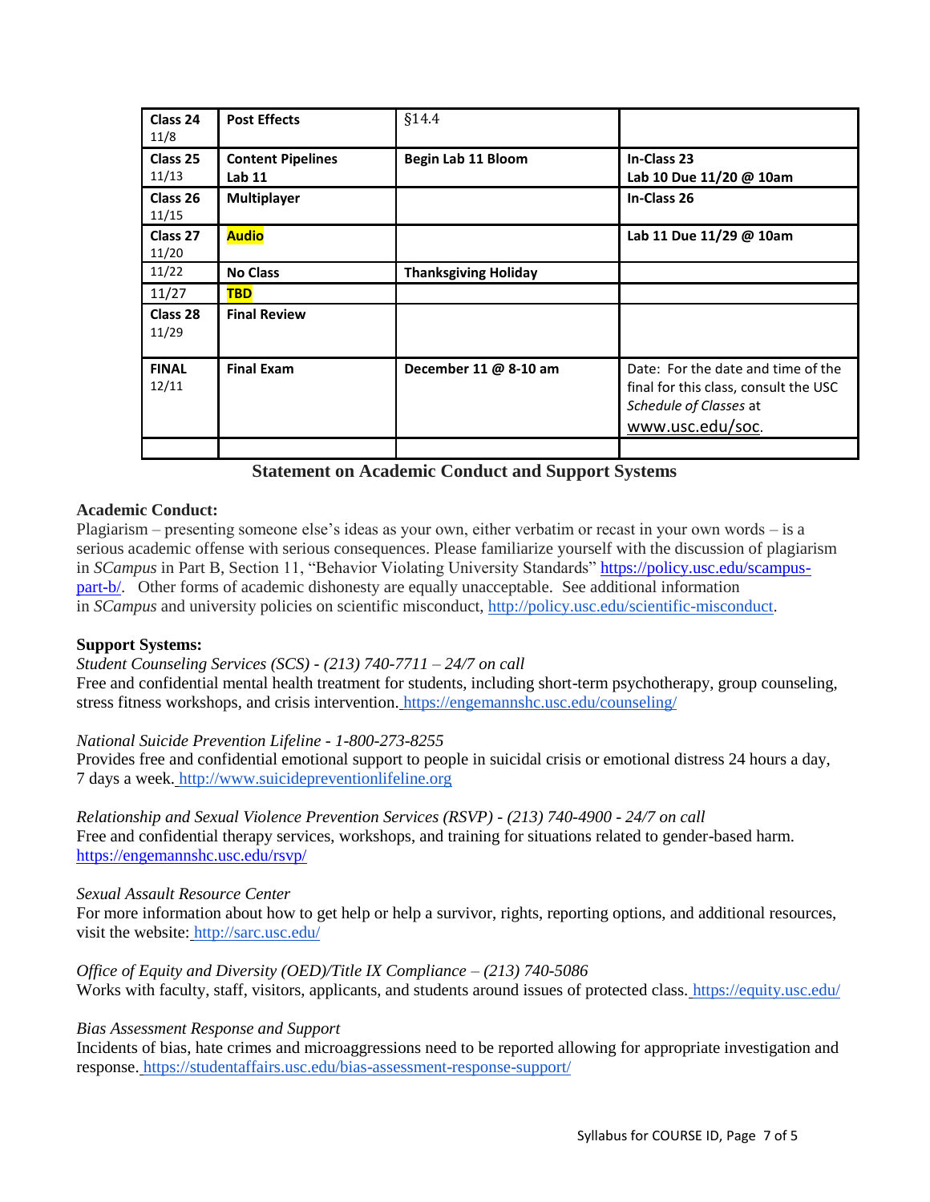| | | | |
|---|---|---|---|
| **Class 24** 11/8 | **Post Effects** | §14.4 | |
| **Class 25** 11/13 | **Content Pipelines Lab 11** | **Begin Lab 11 Bloom** | **In-Class 23** **Lab 10 Due 11/20 @ 10am** |
| **Class 26** 11/15 | **Multiplayer** | | **In-Class 26** |
| **Class 27** 11/20 | **Audio** | | **Lab 11 Due 11/29 @ 10am** |
| 11/22 | **No Class** | **Thanksgiving Holiday** | |
| 11/27 | **TBD** | | |
| **Class 28** 11/29 | **Final Review** | | |
| **FINAL** 12/11 | **Final Exam** | **December 11 @ 8-10 am** | Date: For the date and time of the final for this class, consult the USC *Schedule of Classes* at www.usc.edu/soc. |
| | | | |

## Statement on Academic Conduct and Support Systems

**Academic Conduct:**
Plagiarism – presenting someone else's ideas as your own, either verbatim or recast in your own words – is a serious academic offense with serious consequences. Please familiarize yourself with the discussion of plagiarism in *SCampus* in Part B, Section 11, "Behavior Violating University Standards" https://policy.usc.edu/scampus-part-b/. Other forms of academic dishonesty are equally unacceptable. See additional information in *SCampus* and university policies on scientific misconduct, http://policy.usc.edu/scientific-misconduct.

**Support Systems:**

*Student Counseling Services (SCS) - (213) 740-7711 – 24/7 on call*
Free and confidential mental health treatment for students, including short-term psychotherapy, group counseling, stress fitness workshops, and crisis intervention. https://engemannshc.usc.edu/counseling/

*National Suicide Prevention Lifeline - 1-800-273-8255*
Provides free and confidential emotional support to people in suicidal crisis or emotional distress 24 hours a day, 7 days a week. http://www.suicidepreventionlifeline.org

*Relationship and Sexual Violence Prevention Services (RSVP) - (213) 740-4900 - 24/7 on call*
Free and confidential therapy services, workshops, and training for situations related to gender-based harm. https://engemannshc.usc.edu/rsvp/

*Sexual Assault Resource Center*
For more information about how to get help or help a survivor, rights, reporting options, and additional resources, visit the website: http://sarc.usc.edu/

*Office of Equity and Diversity (OED)/Title IX Compliance – (213) 740-5086*
Works with faculty, staff, visitors, applicants, and students around issues of protected class. https://equity.usc.edu/

*Bias Assessment Response and Support*
Incidents of bias, hate crimes and microaggressions need to be reported allowing for appropriate investigation and response. https://studentaffairs.usc.edu/bias-assessment-response-support/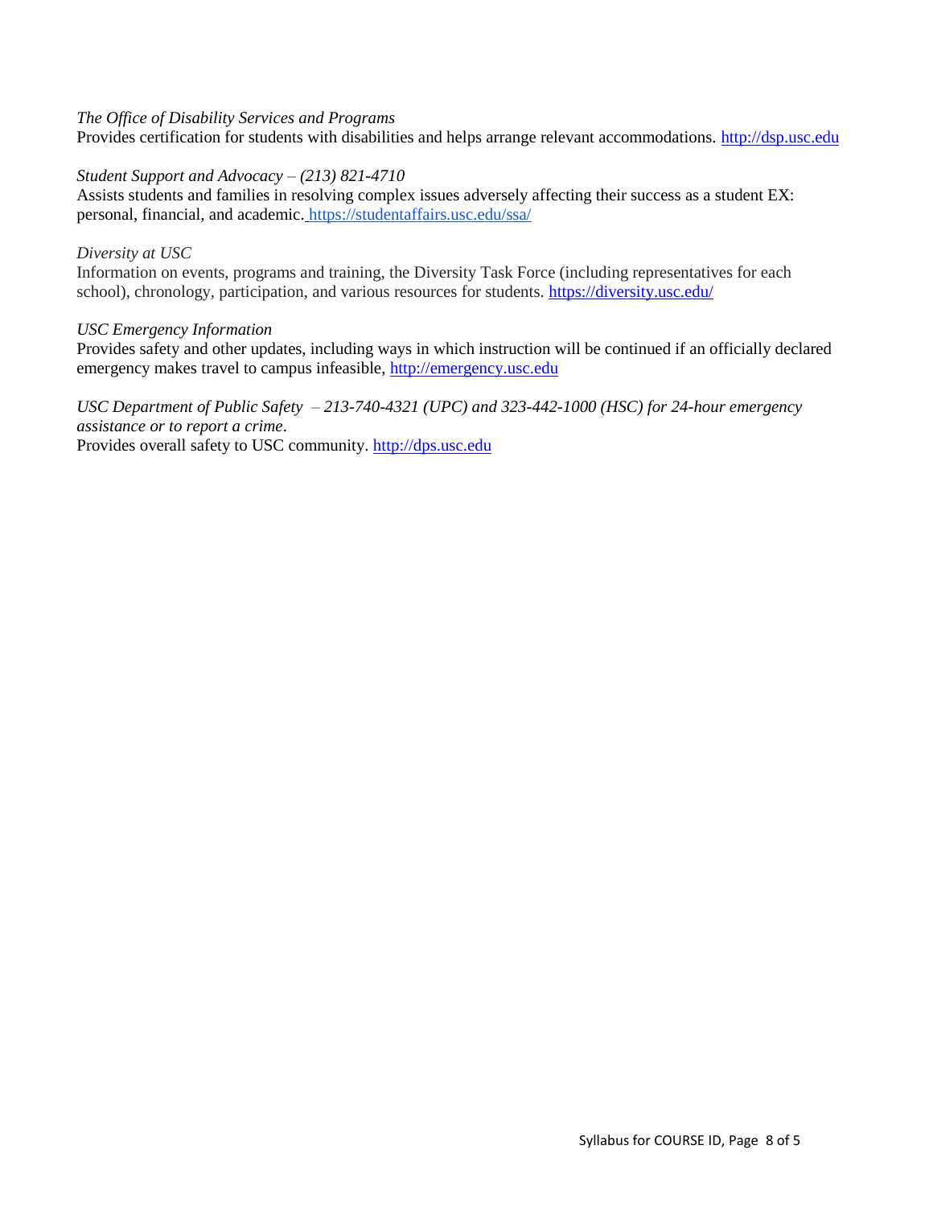*The Office of Disability Services and Programs*
Provides certification for students with disabilities and helps arrange relevant accommodations. http://dsp.usc.edu

*Student Support and Advocacy – (213) 821-4710*
Assists students and families in resolving complex issues adversely affecting their success as a student EX: personal, financial, and academic. https://studentaffairs.usc.edu/ssa/

*Diversity at USC*
Information on events, programs and training, the Diversity Task Force (including representatives for each school), chronology, participation, and various resources for students. https://diversity.usc.edu/

*USC Emergency Information*
Provides safety and other updates, including ways in which instruction will be continued if an officially declared emergency makes travel to campus infeasible, http://emergency.usc.edu

*USC Department of Public Safety – 213-740-4321 (UPC) and 323-442-1000 (HSC) for 24-hour emergency assistance or to report a crime*.
Provides overall safety to USC community. http://dps.usc.edu